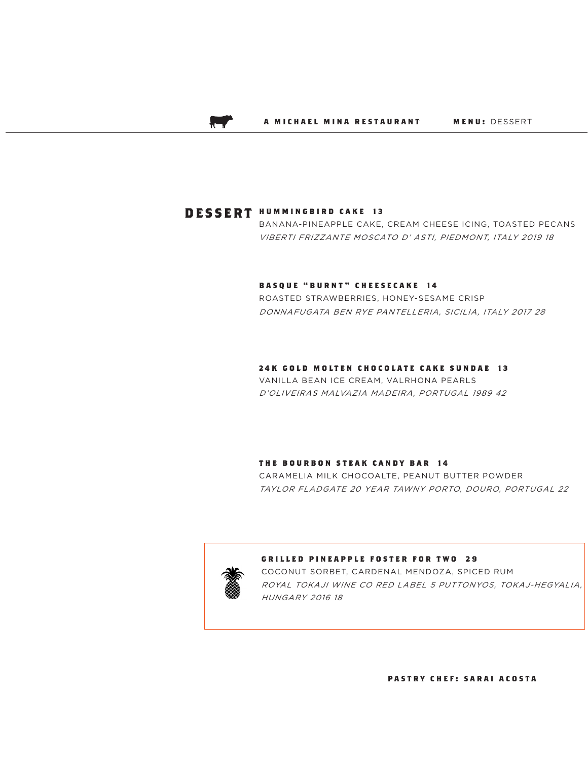A MICHAEL MINA RESTAURANT **MENU:** DESSERT

# DESSERT

### HUMMINGBIRD CAKE 13

BANANA-PINEAPPLE CAKE, CREAM CHEESE ICING, TOASTED PECANS

*VIBERTI FRIZZANTE MOSCATO D' ASTI, PIEDMONT, ITALY 2019 18*

### BASQUE "BURNT" CHEESECAKE 14

ROASTED STRAWBERRIES, HONEY-SESAME CRISP

*DONNAFUGATA BEN RYE PANTELLERIA, SICILIA, ITALY 2017 28*

### 24K GOLD MOLTEN CHOCOLATE CAKE SUNDAE 13

VANILLA BEAN ICE CREAM, VALRHONA PEARLS

*D'OLIVEIRAS MALVAZIA MADEIRA, PORTUGAL 1989 42*

### THE BOURBON STEAK CANDY BAR 14

CARAMELIA MILK CHOCOALTE, PEANUT BUTTER POWDER

*TAYLOR FLADGATE 20 YEAR TAWNY PORTO, DOURO, PORTUGAL 22*

### GRILLED PINEAPPLE FOSTER FOR TWO 29

COCONUT SORBET, CARDENAL MENDOZA, SPICED RUM

*ROYAL TOKAJI WINE CO RED LABEL 5 PUTTONYOS, TOKAJ-HEGYALIA, HUNGARY 2016 18*

**PASTRY CHEF: SARAI ACOSTA**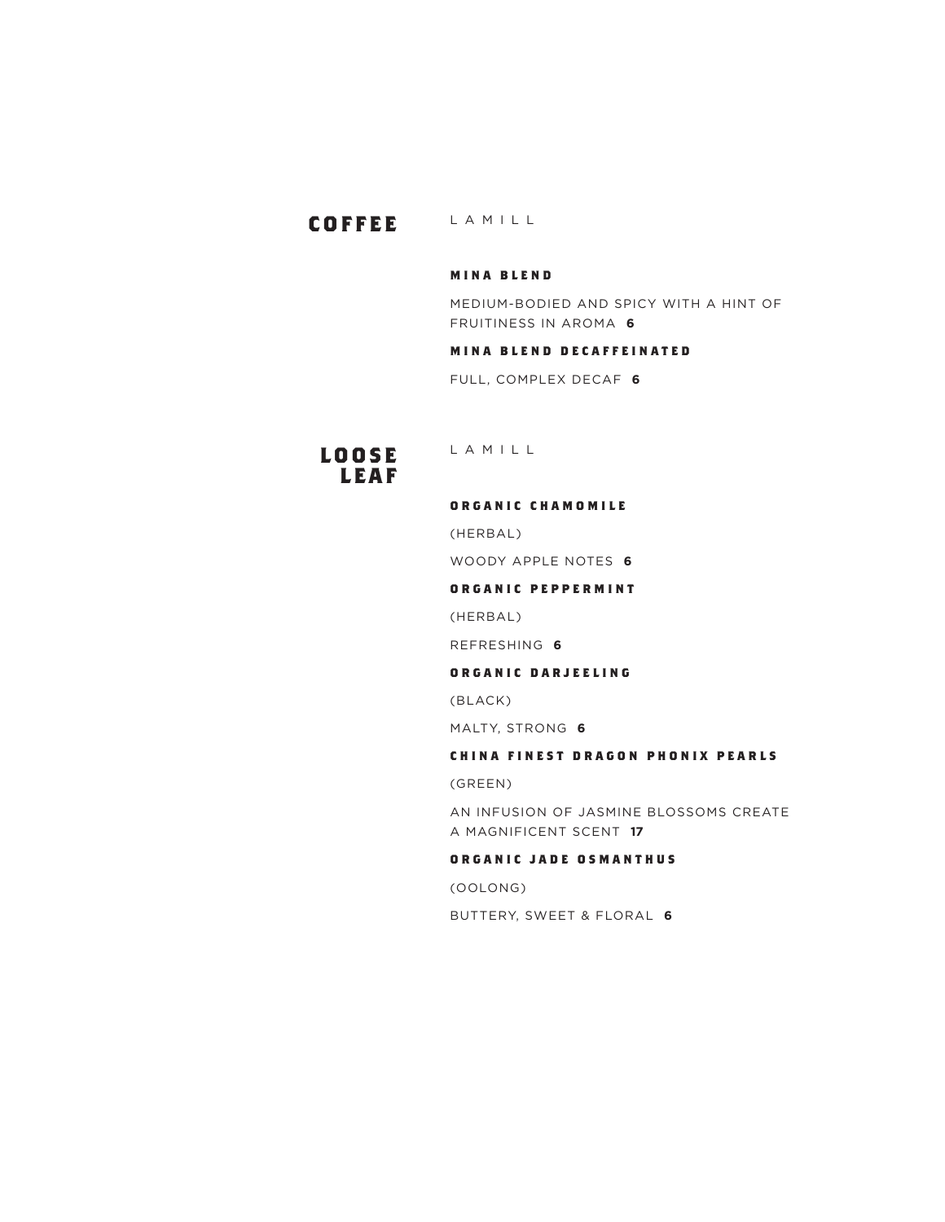## COFFEE

L A M I L L

### MINA BLEND

MEDIUM-BODIED AND SPICY WITH A HINT OF FRUITINESS IN AROMA **6**

### MINA BLEND DECAFFEINATED

FULL, COMPLEX DECAF **6**

## LOOSE LEAF

L A M I L L

### ORGANIC CHAMOMILE

(HERBAL)

WOODY APPLE NOTES **6**

### ORGANIC PEPPERMINT

(HERBAL)

REFRESHING **6**

### ORGANIC DARJEELING

(BLACK)

MALTY, STRONG **6**

### CHINA FINEST DRAGON PHONIX PEARLS

(GREEN)

AN INFUSION OF JASMINE BLOSSOMS CREATE A MAGNIFICENT SCENT **17**

### ORGANIC JADE OSMANTHUS

(OOLONG)

BUTTERY, SWEET & FLORAL **6**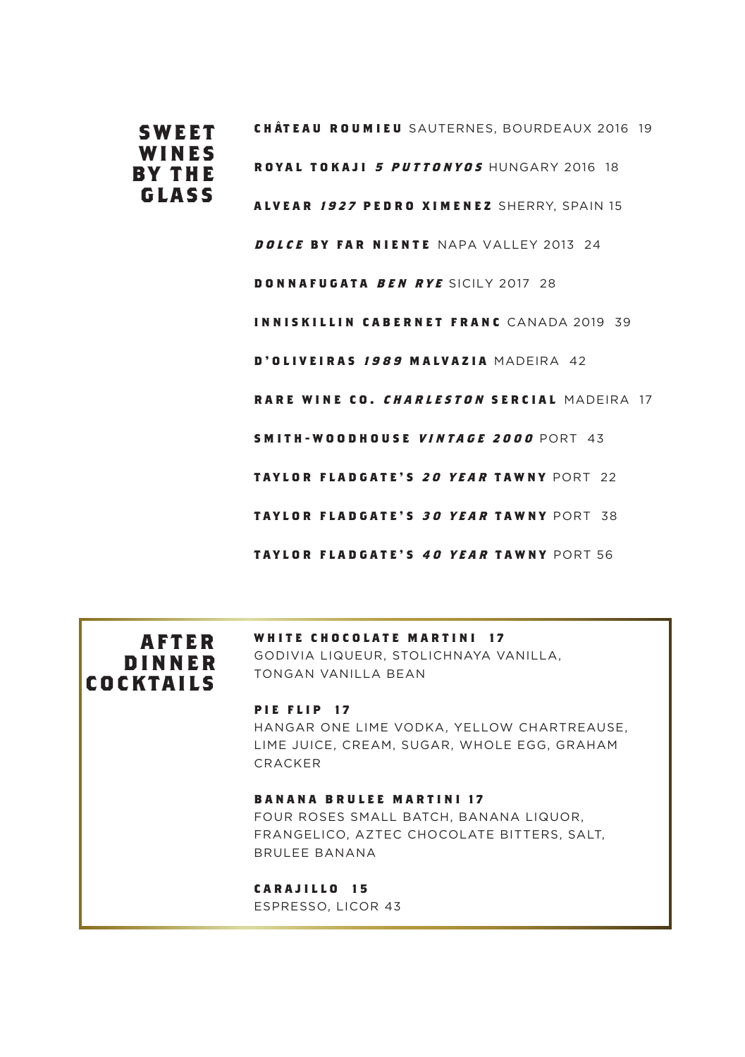## SWEET WINES BY THE GLASS

**CHÂTEAU ROUMIEU** SAUTERNES, BOURDEAUX 2016 19

**ROYAL TOKAJI *5 PUTTONYOS*** HUNGARY 2016 18

**ALVEAR *1927* PEDRO XIMENEZ** SHERRY, SPAIN 15

***DOLCE* BY FAR NIENTE** NAPA VALLEY 2013 24

**DONNAFUGATA *BEN RYE*** SICILY 2017 28

**INNISKILLIN CABERNET FRANC** CANADA 2019 39

**D'OLIVEIRAS *1989* MALVAZIA** MADEIRA 42

**RARE WINE CO. *CHARLESTON* SERCIAL** MADEIRA 17

**SMITH-WOODHOUSE *VINTAGE 2000*** PORT 43

**TAYLOR FLADGATE'S *20 YEAR* TAWNY** PORT 22

**TAYLOR FLADGATE'S *30 YEAR* TAWNY** PORT 38

**TAYLOR FLADGATE'S *40 YEAR* TAWNY** PORT 56

## AFTER DINNER COCKTAILS

**WHITE CHOCOLATE MARTINI 17**
GODIVIA LIQUEUR, STOLICHNAYA VANILLA, TONGAN VANILLA BEAN

**PIE FLIP 17**
HANGAR ONE LIME VODKA, YELLOW CHARTREAUSE, LIME JUICE, CREAM, SUGAR, WHOLE EGG, GRAHAM CRACKER

**BANANA BRULEE MARTINI 17**
FOUR ROSES SMALL BATCH, BANANA LIQUOR, FRANGELICO, AZTEC CHOCOLATE BITTERS, SALT, BRULEE BANANA

**CARAJILLO 15**
ESPRESSO, LICOR 43